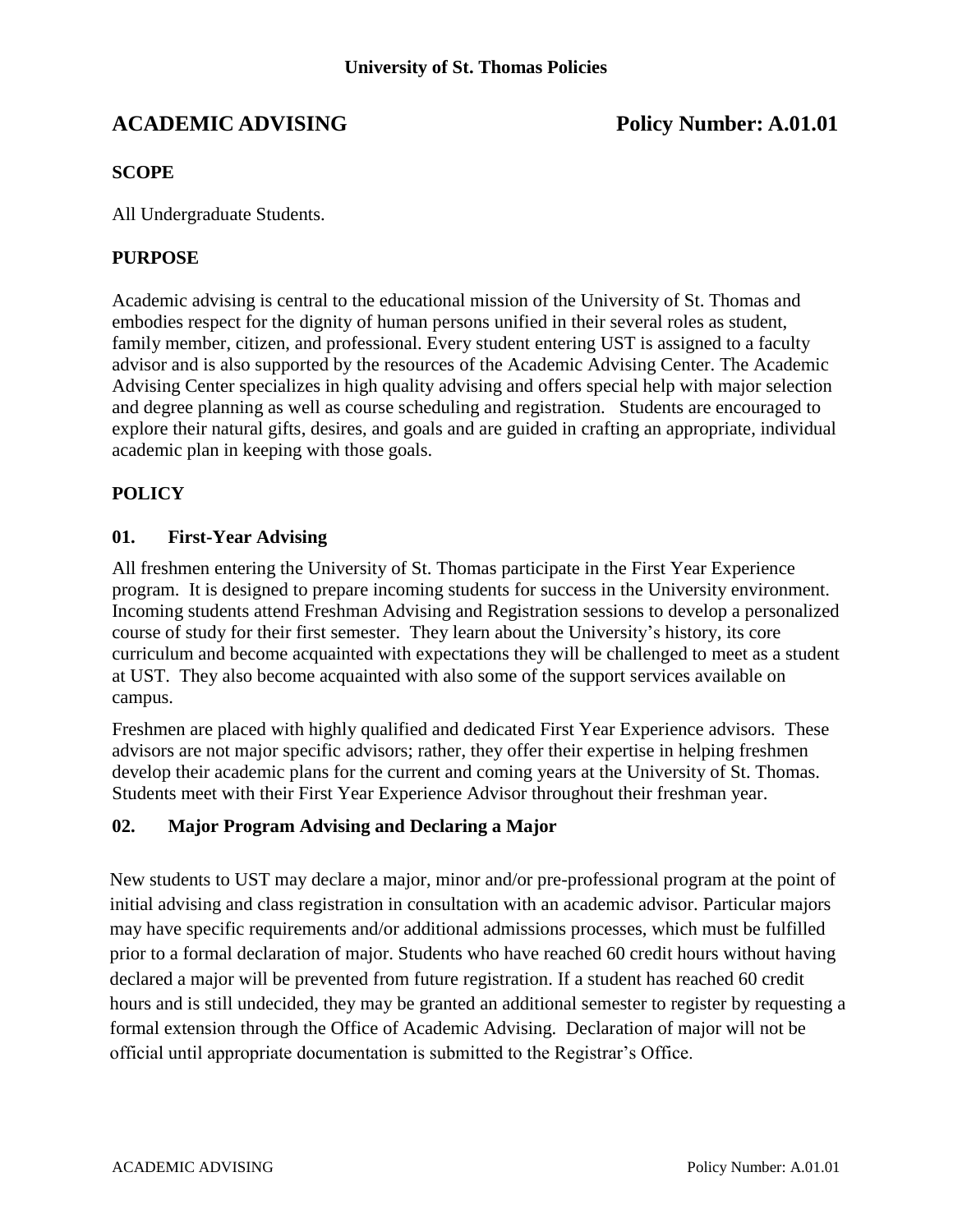**University of St. Thomas Policies**

# ACADEMIC ADVISING — Policy Number: A.01.01

## SCOPE

All Undergraduate Students.

## PURPOSE

Academic advising is central to the educational mission of the University of St. Thomas and embodies respect for the dignity of human persons unified in their several roles as student, family member, citizen, and professional. Every student entering UST is assigned to a faculty advisor and is also supported by the resources of the Academic Advising Center. The Academic Advising Center specializes in high quality advising and offers special help with major selection and degree planning as well as course scheduling and registration. Students are encouraged to explore their natural gifts, desires, and goals and are guided in crafting an appropriate, individual academic plan in keeping with those goals.

## POLICY

### 01. First-Year Advising

All freshmen entering the University of St. Thomas participate in the First Year Experience program. It is designed to prepare incoming students for success in the University environment. Incoming students attend Freshman Advising and Registration sessions to develop a personalized course of study for their first semester. They learn about the University's history, its core curriculum and become acquainted with expectations they will be challenged to meet as a student at UST. They also become acquainted with also some of the support services available on campus.

Freshmen are placed with highly qualified and dedicated First Year Experience advisors. These advisors are not major specific advisors; rather, they offer their expertise in helping freshmen develop their academic plans for the current and coming years at the University of St. Thomas. Students meet with their First Year Experience Advisor throughout their freshman year.

### 02. Major Program Advising and Declaring a Major

New students to UST may declare a major, minor and/or pre-professional program at the point of initial advising and class registration in consultation with an academic advisor. Particular majors may have specific requirements and/or additional admissions processes, which must be fulfilled prior to a formal declaration of major. Students who have reached 60 credit hours without having declared a major will be prevented from future registration. If a student has reached 60 credit hours and is still undecided, they may be granted an additional semester to register by requesting a formal extension through the Office of Academic Advising. Declaration of major will not be official until appropriate documentation is submitted to the Registrar's Office.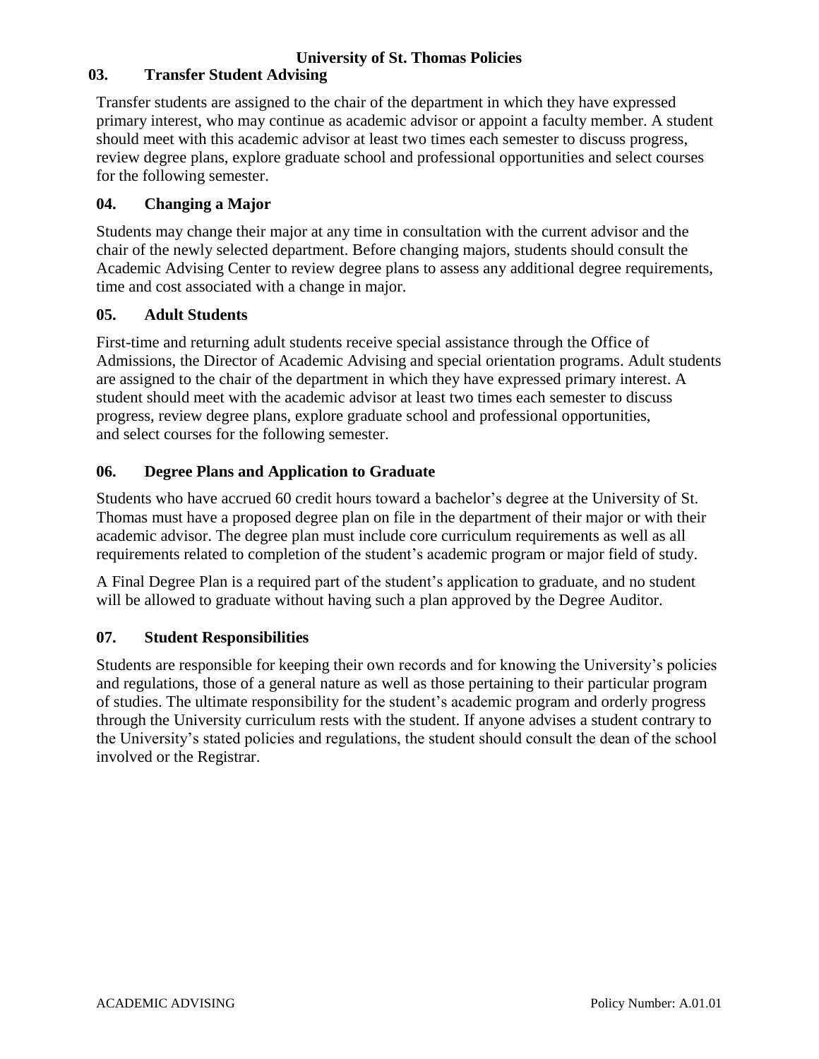### 03. Transfer Student Advising

Transfer students are assigned to the chair of the department in which they have expressed primary interest, who may continue as academic advisor or appoint a faculty member. A student should meet with this academic advisor at least two times each semester to discuss progress, review degree plans, explore graduate school and professional opportunities and select courses for the following semester.

### 04. Changing a Major

Students may change their major at any time in consultation with the current advisor and the chair of the newly selected department. Before changing majors, students should consult the Academic Advising Center to review degree plans to assess any additional degree requirements, time and cost associated with a change in major.

### 05. Adult Students

First-time and returning adult students receive special assistance through the Office of Admissions, the Director of Academic Advising and special orientation programs. Adult students are assigned to the chair of the department in which they have expressed primary interest. A student should meet with the academic advisor at least two times each semester to discuss progress, review degree plans, explore graduate school and professional opportunities, and select courses for the following semester.

### 06. Degree Plans and Application to Graduate

Students who have accrued 60 credit hours toward a bachelor's degree at the University of St. Thomas must have a proposed degree plan on file in the department of their major or with their academic advisor. The degree plan must include core curriculum requirements as well as all requirements related to completion of the student's academic program or major field of study.

A Final Degree Plan is a required part of the student's application to graduate, and no student will be allowed to graduate without having such a plan approved by the Degree Auditor.

### 07. Student Responsibilities

Students are responsible for keeping their own records and for knowing the University's policies and regulations, those of a general nature as well as those pertaining to their particular program of studies. The ultimate responsibility for the student's academic program and orderly progress through the University curriculum rests with the student. If anyone advises a student contrary to the University's stated policies and regulations, the student should consult the dean of the school involved or the Registrar.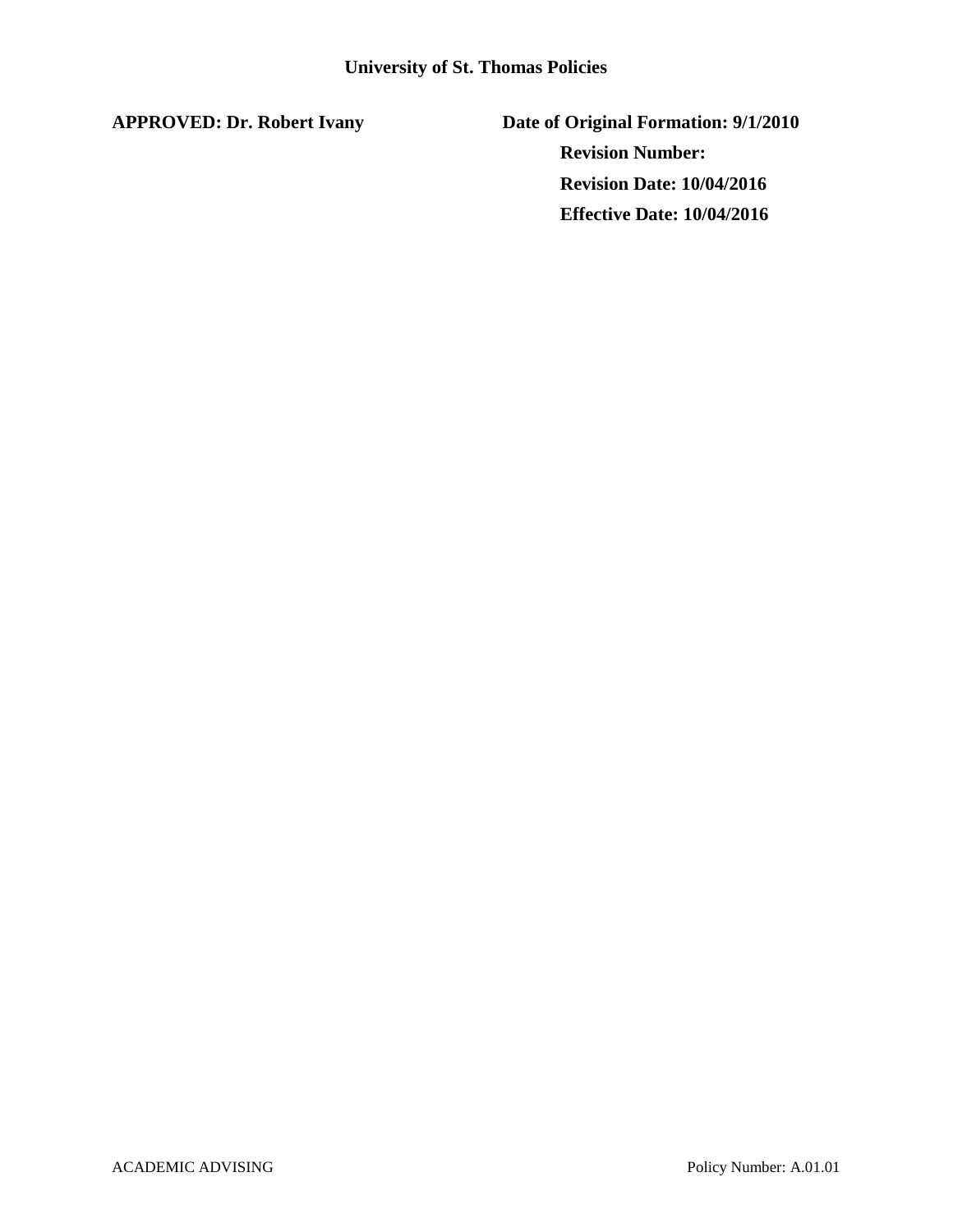**University of St. Thomas Policies**

**APPROVED: Dr. Robert Ivany**

**Date of Original Formation: 9/1/2010**

**Revision Number:**

**Revision Date: 10/04/2016**

**Effective Date: 10/04/2016**